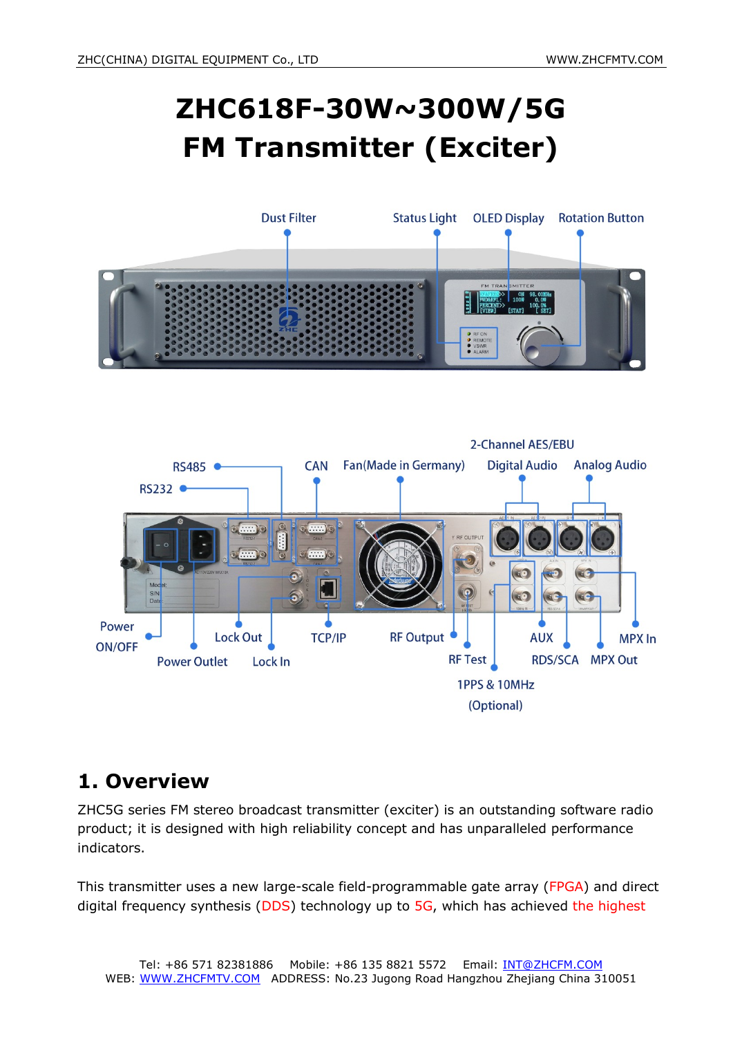# ZHC618F-30W~300W/5G
# FM Transmitter (Exciter)

Dust Filter | Status Light | OLED Display | Rotation Button

RS485 | RS232 | CAN | Fan(Made in Germany) | 2-Channel AES/EBU Digital Audio | Analog Audio

Power ON/OFF | Power Outlet | Lock Out | Lock In | TCP/IP | RF Output | RF Test | 1PPS & 10MHz (Optional) | AUX | RDS/SCA | MPX In | MPX Out

## 1. Overview

ZHC5G series FM stereo broadcast transmitter (exciter) is an outstanding software radio product; it is designed with high reliability concept and has unparalleled performance indicators.

This transmitter uses a new large-scale field-programmable gate array (FPGA) and direct digital frequency synthesis (DDS) technology up to 5G, which has achieved the highest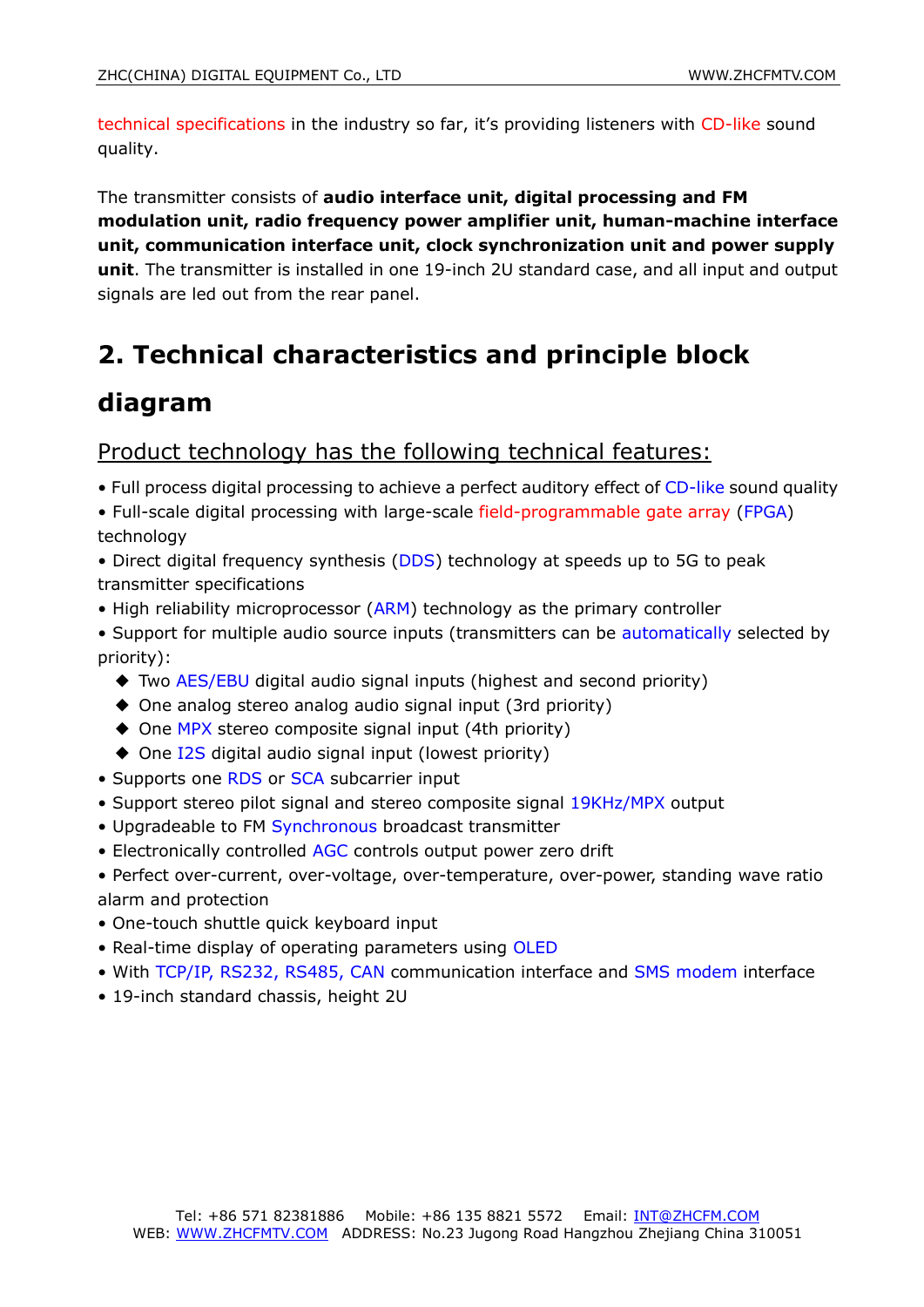technical specifications in the industry so far, it's providing listeners with CD-like sound quality.

The transmitter consists of **audio interface unit, digital processing and FM modulation unit, radio frequency power amplifier unit, human-machine interface unit, communication interface unit, clock synchronization unit and power supply unit**. The transmitter is installed in one 19-inch 2U standard case, and all input and output signals are led out from the rear panel.

# 2. Technical characteristics and principle block diagram

## Product technology has the following technical features:

- Full process digital processing to achieve a perfect auditory effect of CD-like sound quality
- Full-scale digital processing with large-scale field-programmable gate array (FPGA) technology
- Direct digital frequency synthesis (DDS) technology at speeds up to 5G to peak transmitter specifications
- High reliability microprocessor (ARM) technology as the primary controller
- Support for multiple audio source inputs (transmitters can be automatically selected by priority):
  - Two AES/EBU digital audio signal inputs (highest and second priority)
  - One analog stereo analog audio signal input (3rd priority)
  - One MPX stereo composite signal input (4th priority)
  - One I2S digital audio signal input (lowest priority)
- Supports one RDS or SCA subcarrier input
- Support stereo pilot signal and stereo composite signal 19KHz/MPX output
- Upgradeable to FM Synchronous broadcast transmitter
- Electronically controlled AGC controls output power zero drift
- Perfect over-current, over-voltage, over-temperature, over-power, standing wave ratio alarm and protection
- One-touch shuttle quick keyboard input
- Real-time display of operating parameters using OLED
- With TCP/IP, RS232, RS485, CAN communication interface and SMS modem interface
- 19-inch standard chassis, height 2U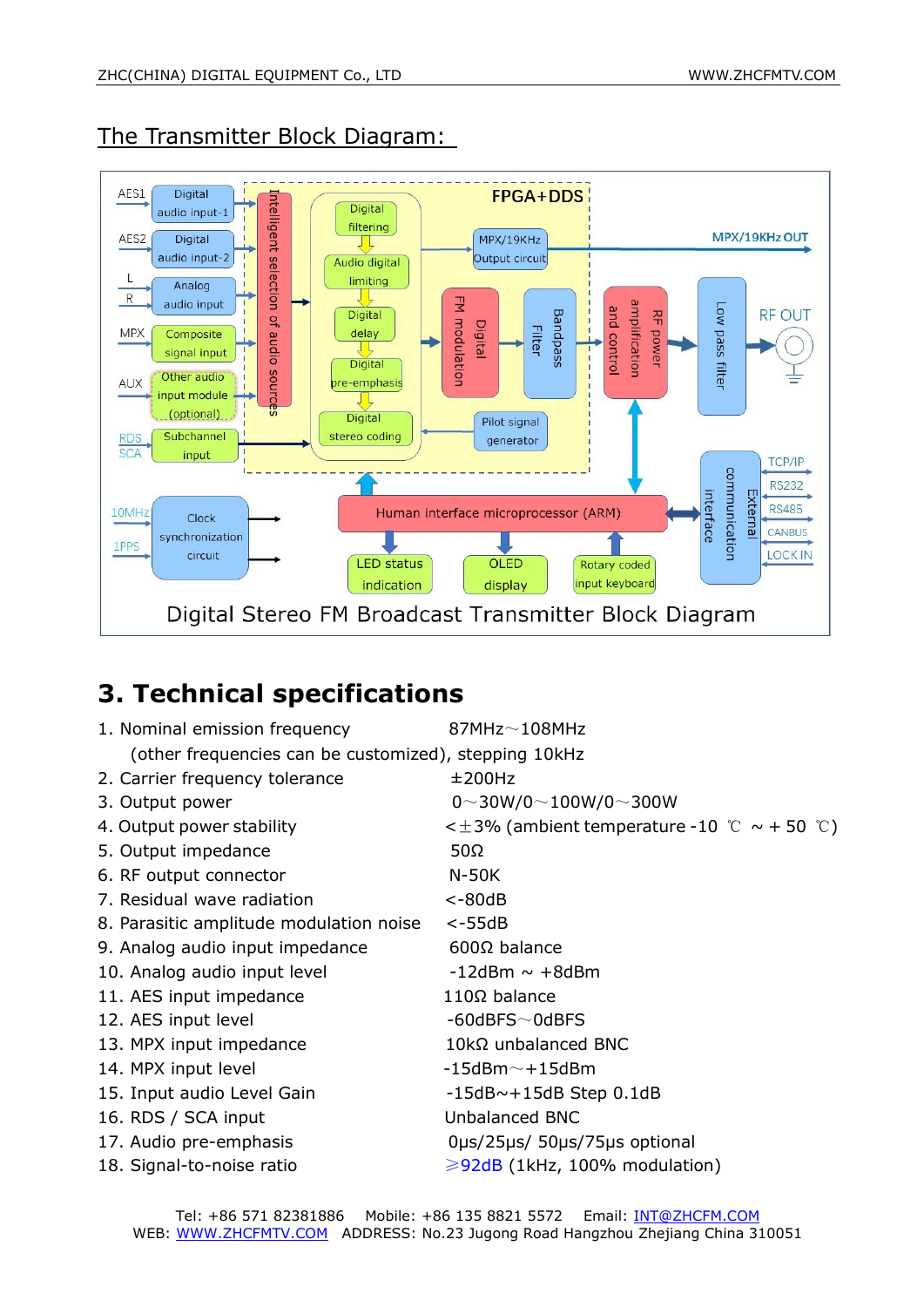## The Transmitter Block Diagram:

AES1 Digital audio input-1
AES2 Digital audio input-2
L R Analog audio input
MPX Composite signal input
AUX Other audio input module (optional)
RDS SCA Subchannel input
Intelligent selection of audio sources
FPGA+DDS
Digital filtering
Audio digital limiting
Digital delay
Digital pre-emphasis
Digital stereo coding
MPX/19KHz Output circuit
MPX/19KHz OUT
Pilot signal generator
Digital FM modulation
Bandpass Filter
RF power amplification and control
Low pass filter
RF OUT
10MHz 1PPS Clock synchronization circuit
Human interface microprocessor (ARM)
LED status indication
OLED display
Rotary coded input keyboard
External communication interface
TCP/IP RS232 RS485 CANBUS LOCK IN

Digital Stereo FM Broadcast Transmitter Block Diagram

# 3. Technical specifications

1. Nominal emission frequency 87MHz～108MHz
   (other frequencies can be customized), stepping 10kHz
2. Carrier frequency tolerance ±200Hz
3. Output power 0～30W/0～100W/0～300W
4. Output power stability <±3% (ambient temperature -10 ℃ ~ + 50 ℃)
5. Output impedance 50Ω
6. RF output connector N-50K
7. Residual wave radiation <-80dB
8. Parasitic amplitude modulation noise <-55dB
9. Analog audio input impedance 600Ω balance
10. Analog audio input level -12dBm ~ +8dBm
11. AES input impedance 110Ω balance
12. AES input level -60dBFS～0dBFS
13. MPX input impedance 10kΩ unbalanced BNC
14. MPX input level -15dBm～+15dBm
15. Input audio Level Gain -15dB~+15dB Step 0.1dB
16. RDS / SCA input Unbalanced BNC
17. Audio pre-emphasis 0μs/25μs/ 50μs/75μs optional
18. Signal-to-noise ratio ⩾92dB (1kHz, 100% modulation)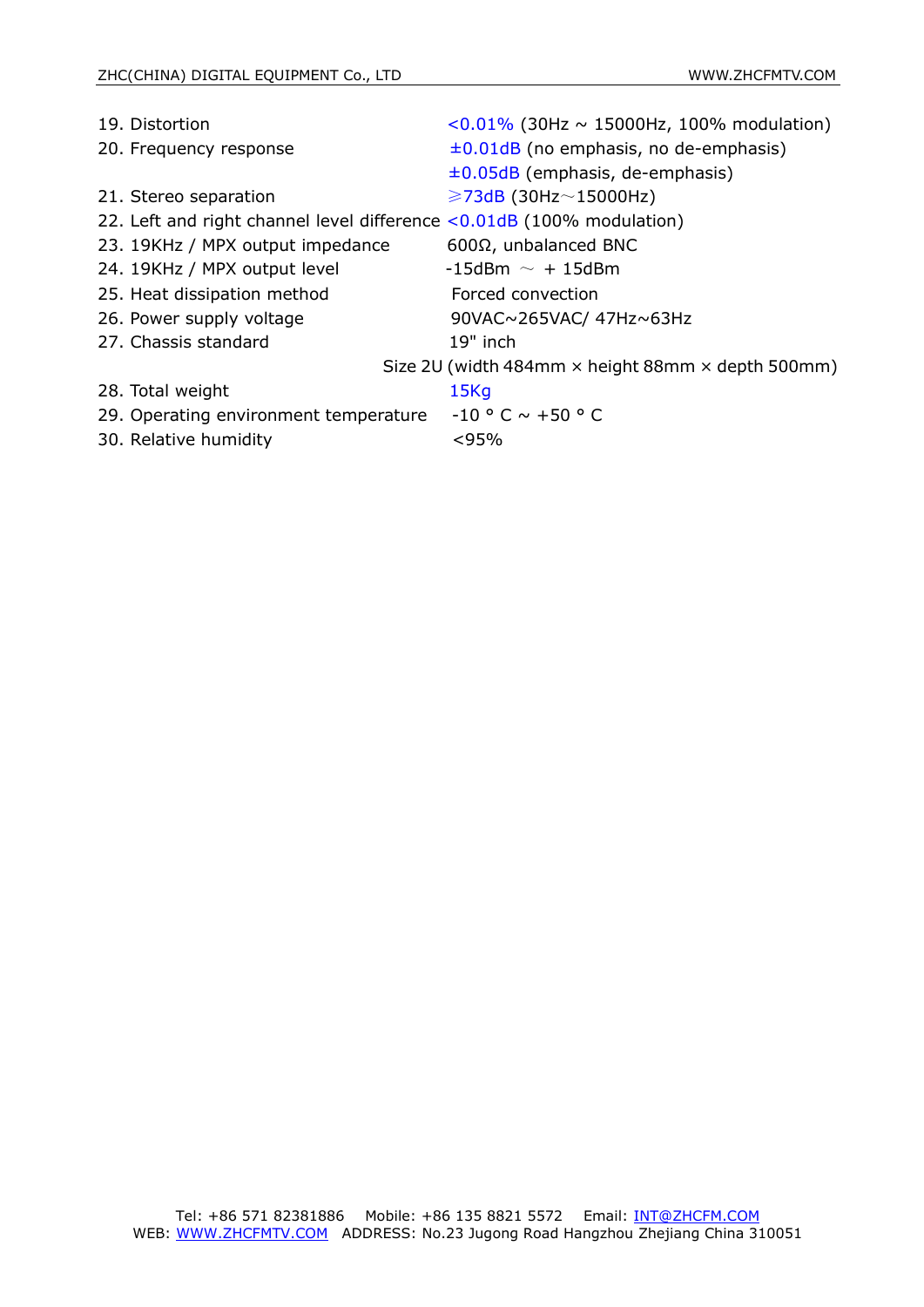| | |
|---|---|
| 19. Distortion | <0.01% (30Hz ~ 15000Hz, 100% modulation) |
| 20. Frequency response | ±0.01dB (no emphasis, no de-emphasis) |
| | ±0.05dB (emphasis, de-emphasis) |
| 21. Stereo separation | ⩾73dB (30Hz～15000Hz) |
| 22. Left and right channel level difference | <0.01dB (100% modulation) |
| 23. 19KHz / MPX output impedance | 600Ω, unbalanced BNC |
| 24. 19KHz / MPX output level | -15dBm ～ + 15dBm |
| 25. Heat dissipation method | Forced convection |
| 26. Power supply voltage | 90VAC~265VAC/ 47Hz~63Hz |
| 27. Chassis standard | 19" inch |
| | Size 2U (width 484mm × height 88mm × depth 500mm) |
| 28. Total weight | 15Kg |
| 29. Operating environment temperature | -10 ° C ~ +50 ° C |
| 30. Relative humidity | <95% |

Tel: +86 571 82381886 Mobile: +86 135 8821 5572 Email: INT@ZHCFM.COM
WEB: WWW.ZHCFMTV.COM ADDRESS: No.23 Jugong Road Hangzhou Zhejiang China 310051